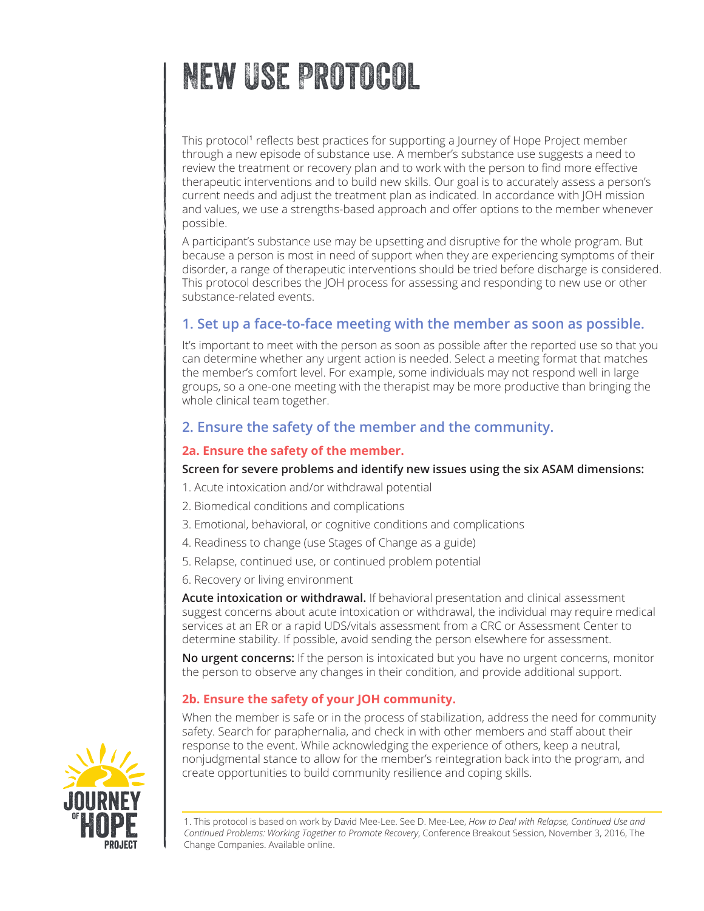# NEW USE PROTOCOL

This protocol[1] reflects best practices for supporting a Journey of Hope Project member through a new episode of substance use. A member's substance use suggests a need to review the treatment or recovery plan and to work with the person to find more effective therapeutic interventions and to build new skills. Our goal is to accurately assess a person's current needs and adjust the treatment plan as indicated. In accordance with JOH mission and values, we use a strengths-based approach and offer options to the member whenever possible.

A participant's substance use may be upsetting and disruptive for the whole program. But because a person is most in need of support when they are experiencing symptoms of their disorder, a range of therapeutic interventions should be tried before discharge is considered. This protocol describes the JOH process for assessing and responding to new use or other substance-related events.

## 1. Set up a face-to-face meeting with the member as soon as possible.

It's important to meet with the person as soon as possible after the reported use so that you can determine whether any urgent action is needed. Select a meeting format that matches the member's comfort level. For example, some individuals may not respond well in large groups, so a one-one meeting with the therapist may be more productive than bringing the whole clinical team together.

## 2. Ensure the safety of the member and the community.

### 2a. Ensure the safety of the member.

**Screen for severe problems and identify new issues using the six ASAM dimensions:**

1. Acute intoxication and/or withdrawal potential
2. Biomedical conditions and complications
3. Emotional, behavioral, or cognitive conditions and complications
4. Readiness to change (use Stages of Change as a guide)
5. Relapse, continued use, or continued problem potential
6. Recovery or living environment

**Acute intoxication or withdrawal.** If behavioral presentation and clinical assessment suggest concerns about acute intoxication or withdrawal, the individual may require medical services at an ER or a rapid UDS/vitals assessment from a CRC or Assessment Center to determine stability. If possible, avoid sending the person elsewhere for assessment.

**No urgent concerns:** If the person is intoxicated but you have no urgent concerns, monitor the person to observe any changes in their condition, and provide additional support.

### 2b. Ensure the safety of your JOH community.

When the member is safe or in the process of stabilization, address the need for community safety. Search for paraphernalia, and check in with other members and staff about their response to the event. While acknowledging the experience of others, keep a neutral, nonjudgmental stance to allow for the member's reintegration back into the program, and create opportunities to build community resilience and coping skills.

---

1. This protocol is based on work by David Mee-Lee. See D. Mee-Lee, *How to Deal with Relapse, Continued Use and Continued Problems: Working Together to Promote Recovery*, Conference Breakout Session, November 3, 2016, The Change Companies. Available online.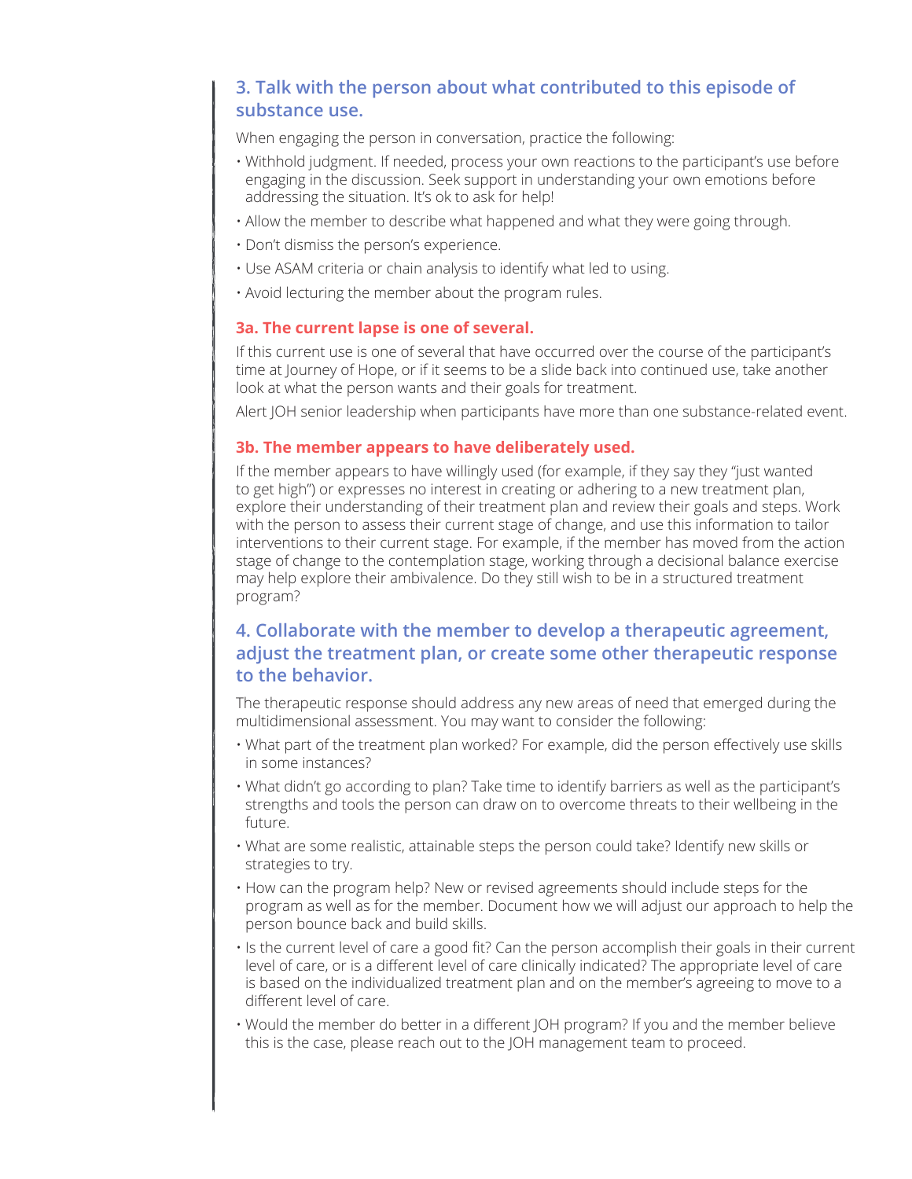## 3. Talk with the person about what contributed to this episode of substance use.

When engaging the person in conversation, practice the following:

- Withhold judgment. If needed, process your own reactions to the participant's use before engaging in the discussion. Seek support in understanding your own emotions before addressing the situation. It's ok to ask for help!
- Allow the member to describe what happened and what they were going through.
- Don't dismiss the person's experience.
- Use ASAM criteria or chain analysis to identify what led to using.
- Avoid lecturing the member about the program rules.

### 3a. The current lapse is one of several.

If this current use is one of several that have occurred over the course of the participant's time at Journey of Hope, or if it seems to be a slide back into continued use, take another look at what the person wants and their goals for treatment.

Alert JOH senior leadership when participants have more than one substance-related event.

### 3b. The member appears to have deliberately used.

If the member appears to have willingly used (for example, if they say they "just wanted to get high") or expresses no interest in creating or adhering to a new treatment plan, explore their understanding of their treatment plan and review their goals and steps. Work with the person to assess their current stage of change, and use this information to tailor interventions to their current stage. For example, if the member has moved from the action stage of change to the contemplation stage, working through a decisional balance exercise may help explore their ambivalence. Do they still wish to be in a structured treatment program?

## 4. Collaborate with the member to develop a therapeutic agreement, adjust the treatment plan, or create some other therapeutic response to the behavior.

The therapeutic response should address any new areas of need that emerged during the multidimensional assessment. You may want to consider the following:

- What part of the treatment plan worked? For example, did the person effectively use skills in some instances?
- What didn't go according to plan? Take time to identify barriers as well as the participant's strengths and tools the person can draw on to overcome threats to their wellbeing in the future.
- What are some realistic, attainable steps the person could take? Identify new skills or strategies to try.
- How can the program help? New or revised agreements should include steps for the program as well as for the member. Document how we will adjust our approach to help the person bounce back and build skills.
- Is the current level of care a good fit? Can the person accomplish their goals in their current level of care, or is a different level of care clinically indicated? The appropriate level of care is based on the individualized treatment plan and on the member's agreeing to move to a different level of care.
- Would the member do better in a different JOH program? If you and the member believe this is the case, please reach out to the JOH management team to proceed.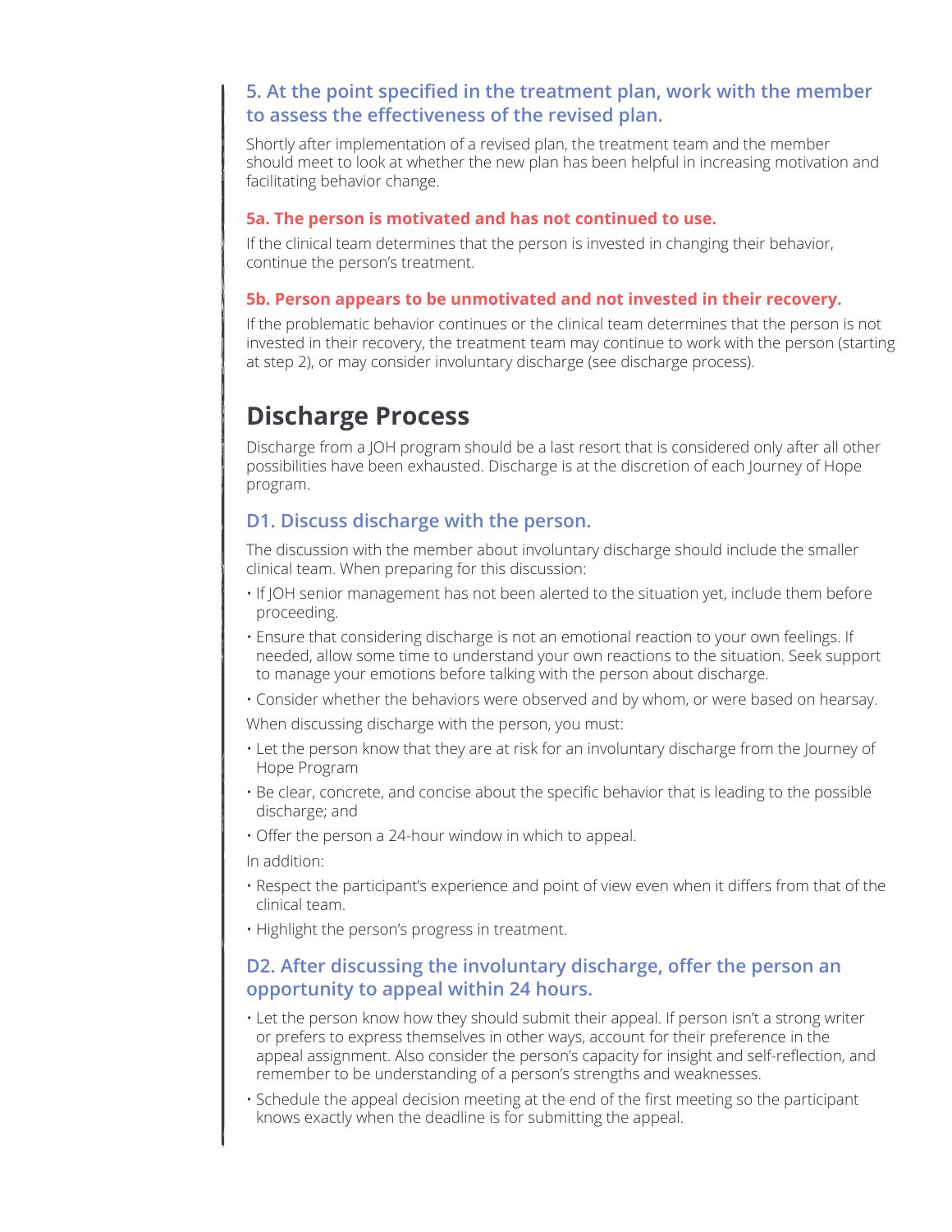### 5. At the point specified in the treatment plan, work with the member to assess the effectiveness of the revised plan.

Shortly after implementation of a revised plan, the treatment team and the member should meet to look at whether the new plan has been helpful in increasing motivation and facilitating behavior change.

#### 5a. The person is motivated and has not continued to use.

If the clinical team determines that the person is invested in changing their behavior, continue the person's treatment.

#### 5b. Person appears to be unmotivated and not invested in their recovery.

If the problematic behavior continues or the clinical team determines that the person is not invested in their recovery, the treatment team may continue to work with the person (starting at step 2), or may consider involuntary discharge (see discharge process).

## Discharge Process

Discharge from a JOH program should be a last resort that is considered only after all other possibilities have been exhausted. Discharge is at the discretion of each Journey of Hope program.

### D1. Discuss discharge with the person.

The discussion with the member about involuntary discharge should include the smaller clinical team. When preparing for this discussion:

- If JOH senior management has not been alerted to the situation yet, include them before proceeding.
- Ensure that considering discharge is not an emotional reaction to your own feelings. If needed, allow some time to understand your own reactions to the situation. Seek support to manage your emotions before talking with the person about discharge.
- Consider whether the behaviors were observed and by whom, or were based on hearsay.

When discussing discharge with the person, you must:

- Let the person know that they are at risk for an involuntary discharge from the Journey of Hope Program
- Be clear, concrete, and concise about the specific behavior that is leading to the possible discharge; and
- Offer the person a 24-hour window in which to appeal.

In addition:

- Respect the participant's experience and point of view even when it differs from that of the clinical team.
- Highlight the person's progress in treatment.

### D2. After discussing the involuntary discharge, offer the person an opportunity to appeal within 24 hours.

- Let the person know how they should submit their appeal. If person isn't a strong writer or prefers to express themselves in other ways, account for their preference in the appeal assignment. Also consider the person's capacity for insight and self-reflection, and remember to be understanding of a person's strengths and weaknesses.
- Schedule the appeal decision meeting at the end of the first meeting so the participant knows exactly when the deadline is for submitting the appeal.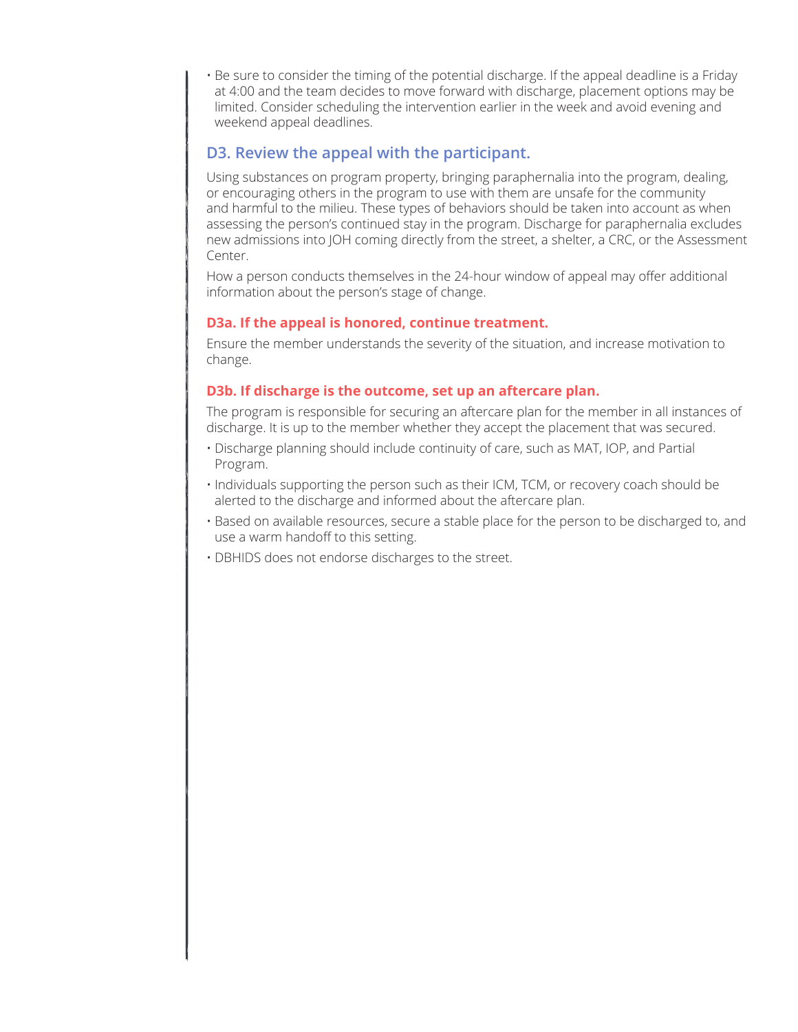- Be sure to consider the timing of the potential discharge. If the appeal deadline is a Friday at 4:00 and the team decides to move forward with discharge, placement options may be limited. Consider scheduling the intervention earlier in the week and avoid evening and weekend appeal deadlines.

## D3. Review the appeal with the participant.

Using substances on program property, bringing paraphernalia into the program, dealing, or encouraging others in the program to use with them are unsafe for the community and harmful to the milieu. These types of behaviors should be taken into account as when assessing the person's continued stay in the program. Discharge for paraphernalia excludes new admissions into JOH coming directly from the street, a shelter, a CRC, or the Assessment Center.

How a person conducts themselves in the 24-hour window of appeal may offer additional information about the person's stage of change.

### D3a. If the appeal is honored, continue treatment.

Ensure the member understands the severity of the situation, and increase motivation to change.

### D3b. If discharge is the outcome, set up an aftercare plan.

The program is responsible for securing an aftercare plan for the member in all instances of discharge. It is up to the member whether they accept the placement that was secured.

- Discharge planning should include continuity of care, such as MAT, IOP, and Partial Program.
- Individuals supporting the person such as their ICM, TCM, or recovery coach should be alerted to the discharge and informed about the aftercare plan.
- Based on available resources, secure a stable place for the person to be discharged to, and use a warm handoff to this setting.
- DBHIDS does not endorse discharges to the street.